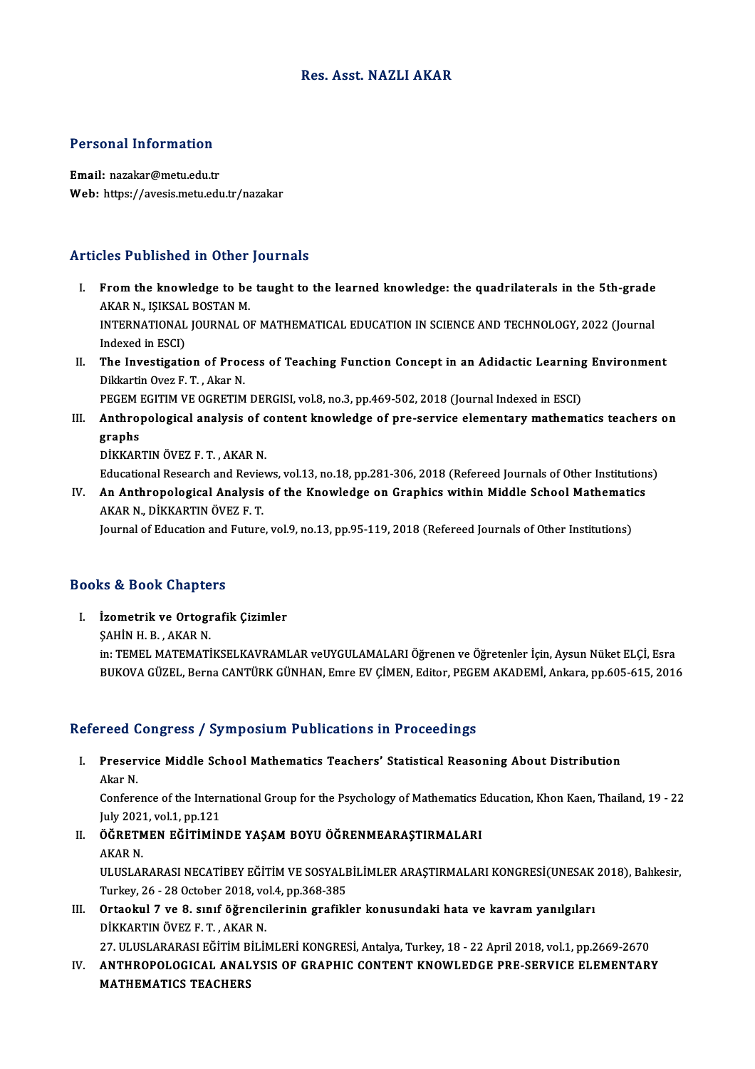# Res. Asst. NAZLI AKAR

## Personal Information

**Email:** nazakar@metu.edu.tr
**Web:** https://avesis.metu.edu.tr/nazakar

## Articles Published in Other Journals

I. **From the knowledge to be taught to the learned knowledge: the quadrilaterals in the 5th-grade**
AKAR N., IŞIKSAL BOSTAN M.
INTERNATIONAL JOURNAL OF MATHEMATICAL EDUCATION IN SCIENCE AND TECHNOLOGY, 2022 (Journal Indexed in ESCI)

II. **The Investigation of Process of Teaching Function Concept in an Adidactic Learning Environment**
Dikkartin Ovez F. T. , Akar N.
PEGEM EGITIM VE OGRETIM DERGISI, vol.8, no.3, pp.469-502, 2018 (Journal Indexed in ESCI)

III. **Anthropological analysis of content knowledge of pre-service elementary mathematics teachers on graphs**
DİKKARTIN ÖVEZ F. T. , AKAR N.
Educational Research and Reviews, vol.13, no.18, pp.281-306, 2018 (Refereed Journals of Other Institutions)

IV. **An Anthropological Analysis of the Knowledge on Graphics within Middle School Mathematics**
AKAR N., DİKKARTIN ÖVEZ F. T.
Journal of Education and Future, vol.9, no.13, pp.95-119, 2018 (Refereed Journals of Other Institutions)

## Books & Book Chapters

I. **İzometrik ve Ortografik Çizimler**
ŞAHİN H. B. , AKAR N.
in: TEMEL MATEMATİKSELKAVRAMLAR veUYGULAMALARI Öğrenen ve Öğretenler İçin, Aysun Nüket ELÇİ, Esra BUKOVA GÜZEL, Berna CANTÜRK GÜNHAN, Emre EV ÇİMEN, Editor, PEGEM AKADEMİ, Ankara, pp.605-615, 2016

## Refereed Congress / Symposium Publications in Proceedings

I. **Preservice Middle School Mathematics Teachers' Statistical Reasoning About Distribution**
Akar N.
Conference of the International Group for the Psychology of Mathematics Education, Khon Kaen, Thailand, 19 - 22 July 2021, vol.1, pp.121

II. **ÖĞRETMEN EĞİTİMİNDE YAŞAM BOYU ÖĞRENMEARAŞTIRMALARI**
AKAR N.
ULUSLARARASI NECATİBEY EĞİTİM VE SOSYALBİLİMLER ARAŞTIRMALARI KONGRESİ(UNESAK 2018), Balıkesir, Turkey, 26 - 28 October 2018, vol.4, pp.368-385

III. **Ortaokul 7 ve 8. sınıf öğrencilerinin grafikler konusundaki hata ve kavram yanılgıları**
DİKKARTIN ÖVEZ F. T. , AKAR N.
27. ULUSLARARASI EĞİTİM BİLİMLERİ KONGRESİ, Antalya, Turkey, 18 - 22 April 2018, vol.1, pp.2669-2670

IV. **ANTHROPOLOGICAL ANALYSIS OF GRAPHIC CONTENT KNOWLEDGE PRE-SERVICE ELEMENTARY MATHEMATICS TEACHERS**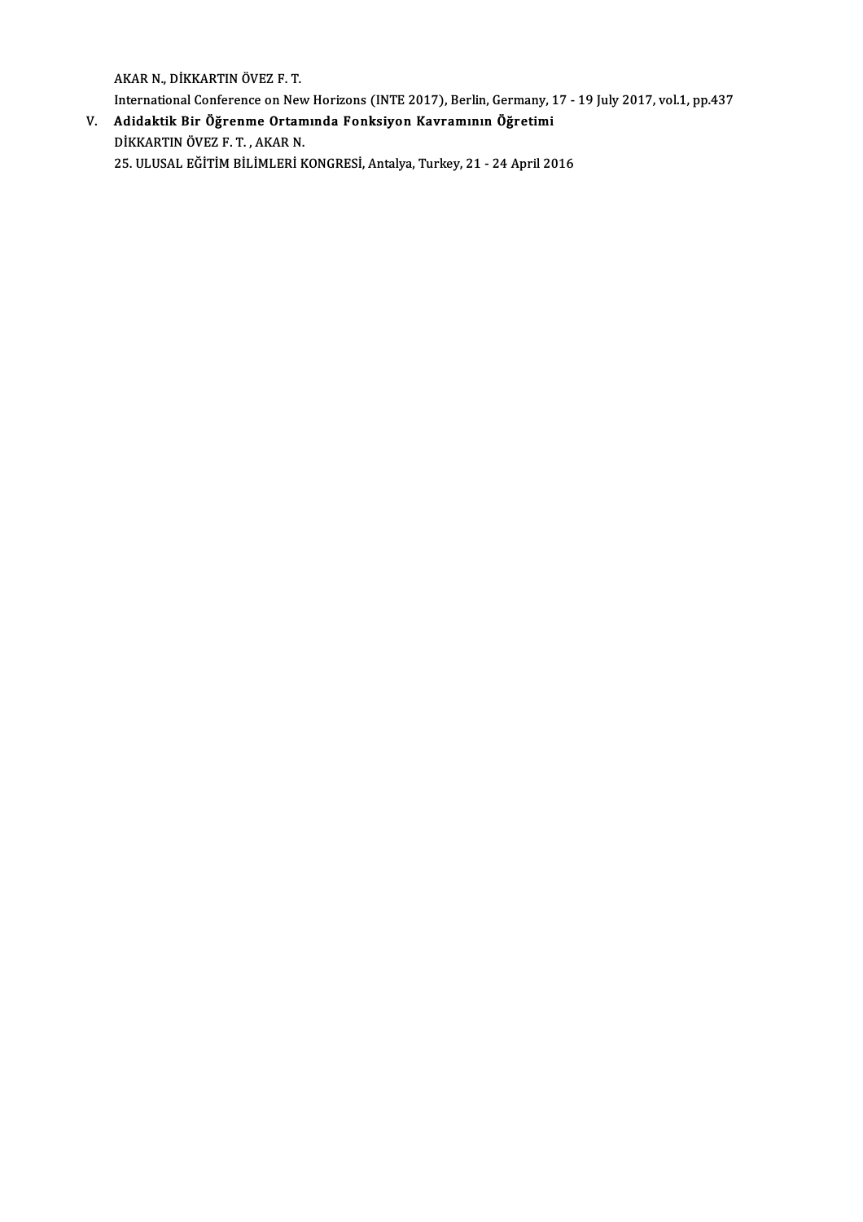AKAR N., DİKKARTIN ÖVEZ F. T.
International Conference on New Horizons (INTE 2017), Berlin, Germany, 17 - 19 July 2017, vol.1, pp.437

V. **Adidaktik Bir Öğrenme Ortamında Fonksiyon Kavramının Öğretimi**
DİKKARTIN ÖVEZ F. T. , AKAR N.
25. ULUSAL EĞİTİM BİLİMLERİ KONGRESİ, Antalya, Turkey, 21 - 24 April 2016